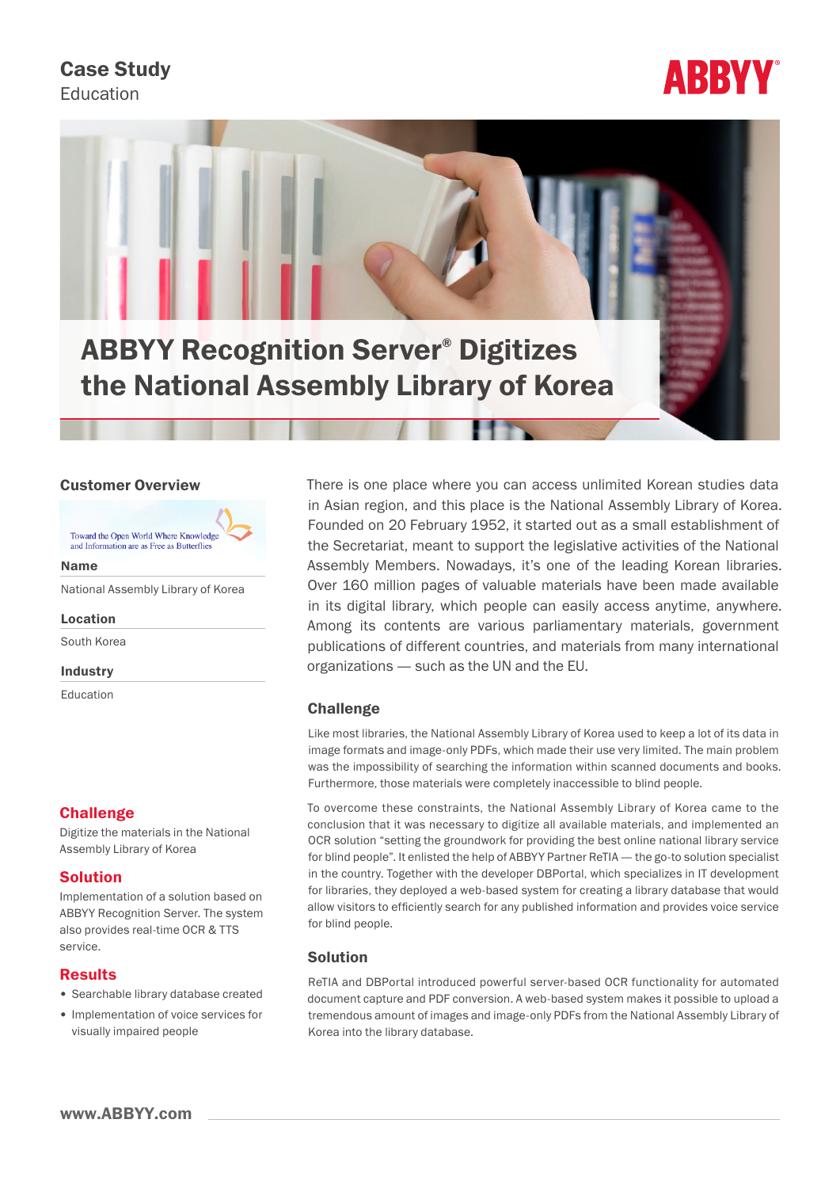**Case Study**
Education

ABBYY

# ABBYY Recognition Server® Digitizes the National Assembly Library of Korea

## Customer Overview

Toward the Open World Where Knowledge and Information are as Free as Butterflies

**Name**

National Assembly Library of Korea

**Location**

South Korea

**Industry**

Education

## Challenge

Digitize the materials in the National Assembly Library of Korea

## Solution

Implementation of a solution based on ABBYY Recognition Server. The system also provides real-time OCR & TTS service.

## Results

- Searchable library database created
- Implementation of voice services for visually impaired people

There is one place where you can access unlimited Korean studies data in Asian region, and this place is the National Assembly Library of Korea. Founded on 20 February 1952, it started out as a small establishment of the Secretariat, meant to support the legislative activities of the National Assembly Members. Nowadays, it's one of the leading Korean libraries. Over 160 million pages of valuable materials have been made available in its digital library, which people can easily access anytime, anywhere. Among its contents are various parliamentary materials, government publications of different countries, and materials from many international organizations — such as the UN and the EU.

### Challenge

Like most libraries, the National Assembly Library of Korea used to keep a lot of its data in image formats and image-only PDFs, which made their use very limited. The main problem was the impossibility of searching the information within scanned documents and books. Furthermore, those materials were completely inaccessible to blind people.

To overcome these constraints, the National Assembly Library of Korea came to the conclusion that it was necessary to digitize all available materials, and implemented an OCR solution "setting the groundwork for providing the best online national library service for blind people". It enlisted the help of ABBYY Partner ReTIA — the go-to solution specialist in the country. Together with the developer DBPortal, which specializes in IT development for libraries, they deployed a web-based system for creating a library database that would allow visitors to efficiently search for any published information and provides voice service for blind people.

### Solution

ReTIA and DBPortal introduced powerful server-based OCR functionality for automated document capture and PDF conversion. A web-based system makes it possible to upload a tremendous amount of images and image-only PDFs from the National Assembly Library of Korea into the library database.

www.ABBYY.com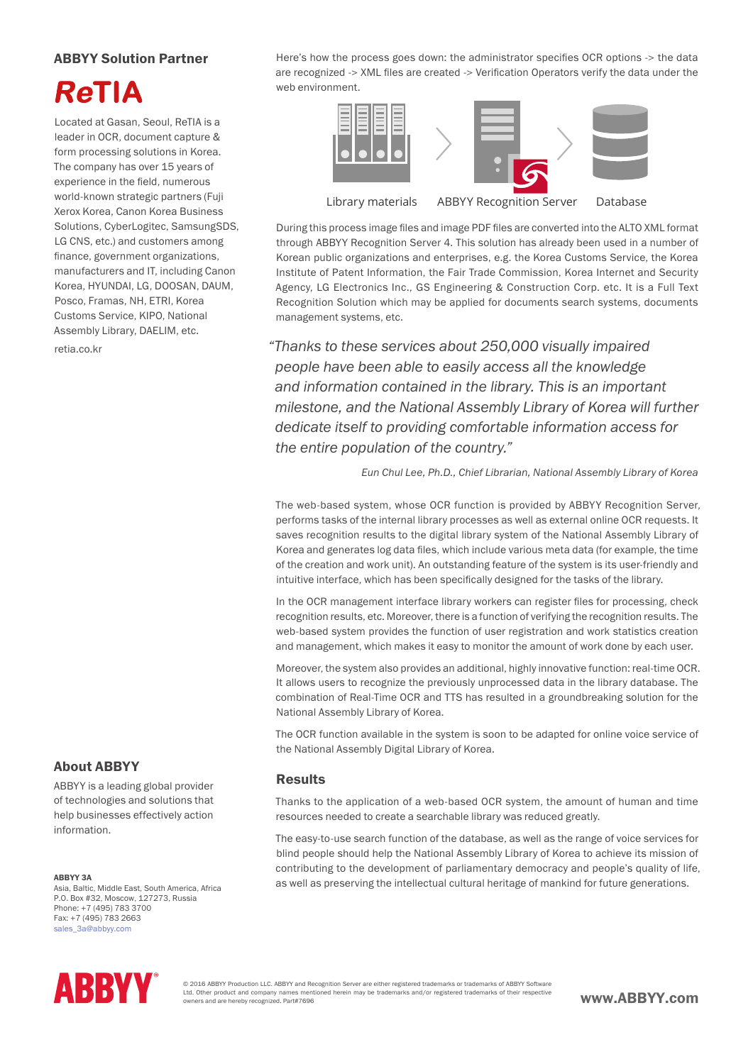## ABBYY Solution Partner

**ReTIA**

Located at Gasan, Seoul, ReTIA is a leader in OCR, document capture & form processing solutions in Korea. The company has over 15 years of experience in the field, numerous world-known strategic partners (Fuji Xerox Korea, Canon Korea Business Solutions, CyberLogitec, SamsungSDS, LG CNS, etc.) and customers among finance, government organizations, manufacturers and IT, including Canon Korea, HYUNDAI, LG, DOOSAN, DAUM, Posco, Framas, NH, ETRI, Korea Customs Service, KIPO, National Assembly Library, DAELIM, etc.

retia.co.kr

Here's how the process goes down: the administrator specifies OCR options -> the data are recognized -> XML files are created -> Verification Operators verify the data under the web environment.

Library materials    ABBYY Recognition Server    Database

During this process image files and image PDF files are converted into the ALTO XML format through ABBYY Recognition Server 4. This solution has already been used in a number of Korean public organizations and enterprises, e.g. the Korea Customs Service, the Korea Institute of Patent Information, the Fair Trade Commission, Korea Internet and Security Agency, LG Electronics Inc., GS Engineering & Construction Corp. etc. It is a Full Text Recognition Solution which may be applied for documents search systems, documents management systems, etc.

*"Thanks to these services about 250,000 visually impaired people have been able to easily access all the knowledge and information contained in the library. This is an important milestone, and the National Assembly Library of Korea will further dedicate itself to providing comfortable information access for the entire population of the country."*

*Eun Chul Lee, Ph.D., Chief Librarian, National Assembly Library of Korea*

The web-based system, whose OCR function is provided by ABBYY Recognition Server, performs tasks of the internal library processes as well as external online OCR requests. It saves recognition results to the digital library system of the National Assembly Library of Korea and generates log data files, which include various meta data (for example, the time of the creation and work unit). An outstanding feature of the system is its user-friendly and intuitive interface, which has been specifically designed for the tasks of the library.

In the OCR management interface library workers can register files for processing, check recognition results, etc. Moreover, there is a function of verifying the recognition results. The web-based system provides the function of user registration and work statistics creation and management, which makes it easy to monitor the amount of work done by each user.

Moreover, the system also provides an additional, highly innovative function: real-time OCR. It allows users to recognize the previously unprocessed data in the library database. The combination of Real-Time OCR and TTS has resulted in a groundbreaking solution for the National Assembly Library of Korea.

The OCR function available in the system is soon to be adapted for online voice service of the National Assembly Digital Library of Korea.

## Results

Thanks to the application of a web-based OCR system, the amount of human and time resources needed to create a searchable library was reduced greatly.

The easy-to-use search function of the database, as well as the range of voice services for blind people should help the National Assembly Library of Korea to achieve its mission of contributing to the development of parliamentary democracy and people's quality of life, as well as preserving the intellectual cultural heritage of mankind for future generations.

## About ABBYY

ABBYY is a leading global provider of technologies and solutions that help businesses effectively action information.

**ABBYY 3A**
Asia, Baltic, Middle East, South America, Africa
P.O. Box #32, Moscow, 127273, Russia
Phone: +7 (495) 783 3700
Fax: +7 (495) 783 2663
sales_3a@abbyy.com

© 2016 ABBYY Production LLC. ABBYY and Recognition Server are either registered trademarks or trademarks of ABBYY Software Ltd. Other product and company names mentioned herein may be trademarks and/or registered trademarks of their respective owners and are hereby recognized. Part#7696

www.ABBYY.com